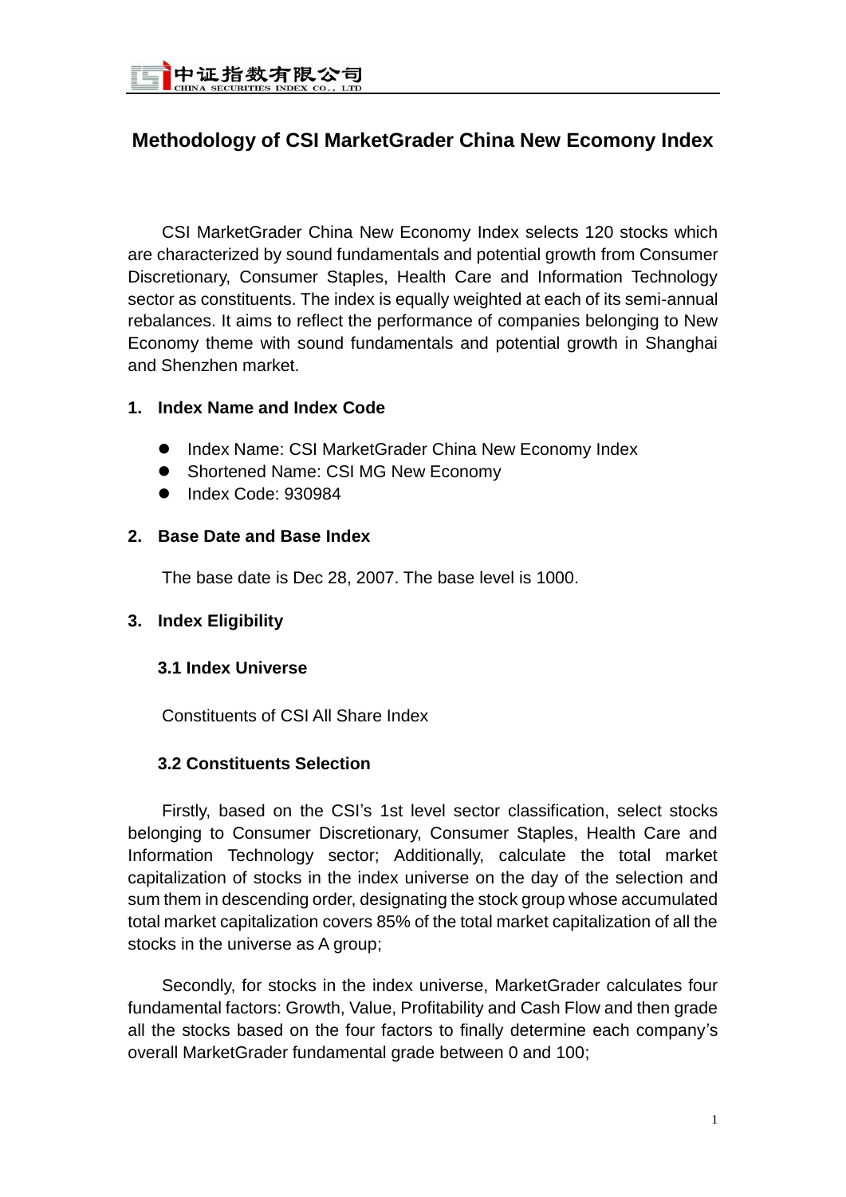# Methodology of CSI MarketGrader China New Ecomony Index

CSI MarketGrader China New Economy Index selects 120 stocks which are characterized by sound fundamentals and potential growth from Consumer Discretionary, Consumer Staples, Health Care and Information Technology sector as constituents. The index is equally weighted at each of its semi-annual rebalances. It aims to reflect the performance of companies belonging to New Economy theme with sound fundamentals and potential growth in Shanghai and Shenzhen market.

## 1. Index Name and Index Code

- Index Name: CSI MarketGrader China New Economy Index
- Shortened Name: CSI MG New Economy
- Index Code: 930984

## 2. Base Date and Base Index

The base date is Dec 28, 2007. The base level is 1000.

## 3. Index Eligibility

### 3.1 Index Universe

Constituents of CSI All Share Index

### 3.2 Constituents Selection

Firstly, based on the CSI's 1st level sector classification, select stocks belonging to Consumer Discretionary, Consumer Staples, Health Care and Information Technology sector; Additionally, calculate the total market capitalization of stocks in the index universe on the day of the selection and sum them in descending order, designating the stock group whose accumulated total market capitalization covers 85% of the total market capitalization of all the stocks in the universe as A group;

Secondly, for stocks in the index universe, MarketGrader calculates four fundamental factors: Growth, Value, Profitability and Cash Flow and then grade all the stocks based on the four factors to finally determine each company's overall MarketGrader fundamental grade between 0 and 100;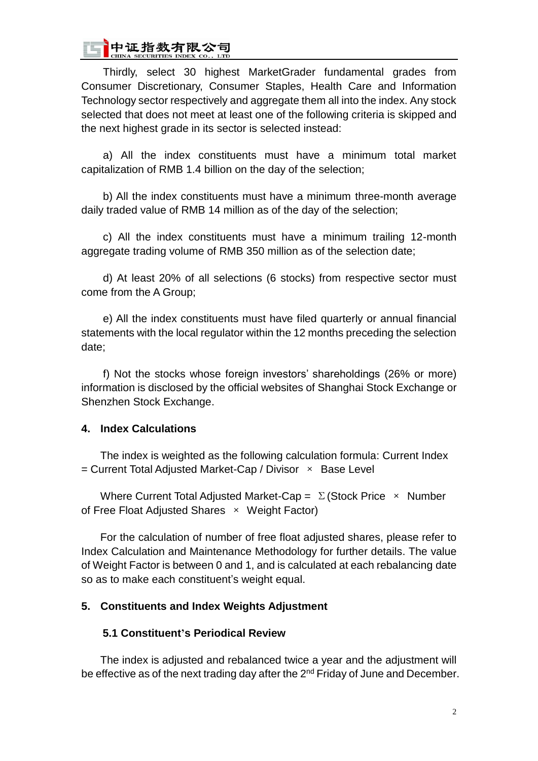Thirdly, select 30 highest MarketGrader fundamental grades from Consumer Discretionary, Consumer Staples, Health Care and Information Technology sector respectively and aggregate them all into the index. Any stock selected that does not meet at least one of the following criteria is skipped and the next highest grade in its sector is selected instead:

a) All the index constituents must have a minimum total market capitalization of RMB 1.4 billion on the day of the selection;

b) All the index constituents must have a minimum three-month average daily traded value of RMB 14 million as of the day of the selection;

c) All the index constituents must have a minimum trailing 12-month aggregate trading volume of RMB 350 million as of the selection date;

d) At least 20% of all selections (6 stocks) from respective sector must come from the A Group;

e) All the index constituents must have filed quarterly or annual financial statements with the local regulator within the 12 months preceding the selection date;

f) Not the stocks whose foreign investors' shareholdings (26% or more) information is disclosed by the official websites of Shanghai Stock Exchange or Shenzhen Stock Exchange.

## 4. Index Calculations

The index is weighted as the following calculation formula: Current Index = Current Total Adjusted Market-Cap / Divisor × Base Level

Where Current Total Adjusted Market-Cap = Σ(Stock Price × Number of Free Float Adjusted Shares × Weight Factor)

For the calculation of number of free float adjusted shares, please refer to Index Calculation and Maintenance Methodology for further details. The value of Weight Factor is between 0 and 1, and is calculated at each rebalancing date so as to make each constituent's weight equal.

## 5. Constituents and Index Weights Adjustment

### 5.1 Constituent's Periodical Review

The index is adjusted and rebalanced twice a year and the adjustment will be effective as of the next trading day after the 2nd Friday of June and December.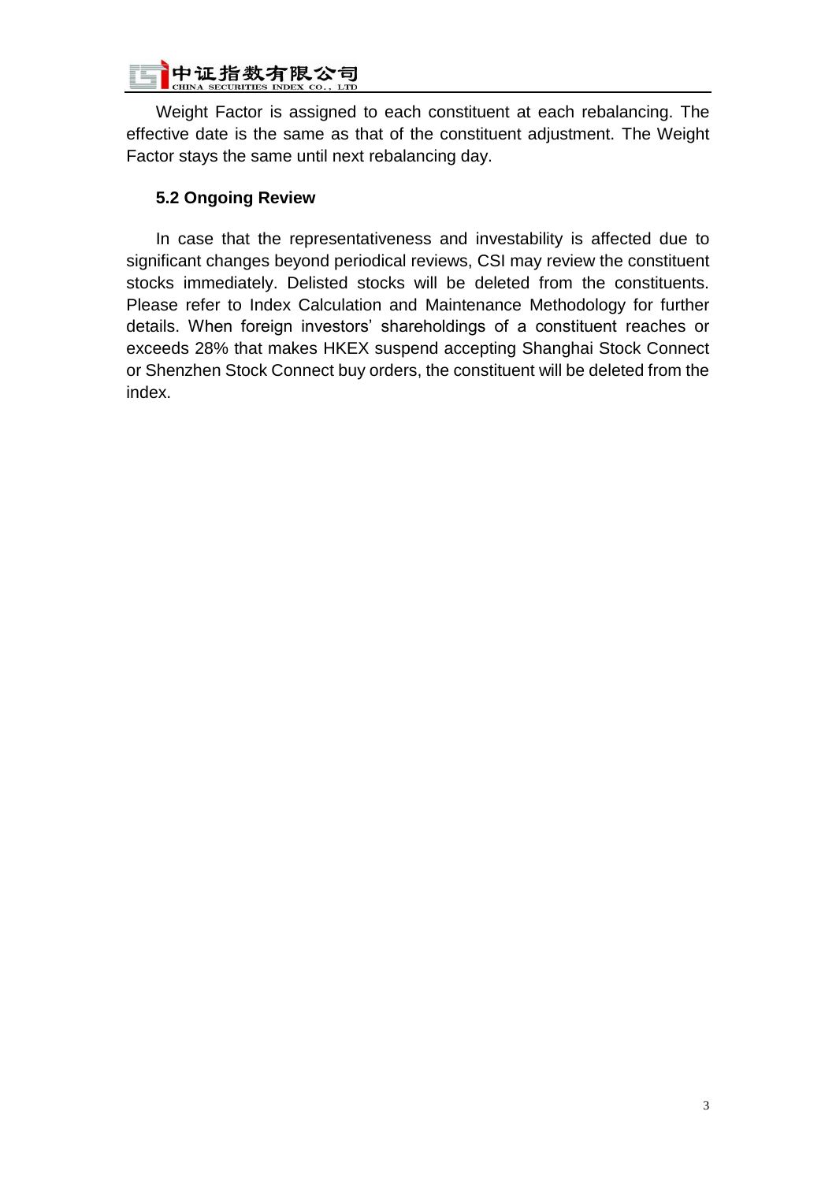Weight Factor is assigned to each constituent at each rebalancing. The effective date is the same as that of the constituent adjustment. The Weight Factor stays the same until next rebalancing day.

### 5.2 Ongoing Review

In case that the representativeness and investability is affected due to significant changes beyond periodical reviews, CSI may review the constituent stocks immediately. Delisted stocks will be deleted from the constituents. Please refer to Index Calculation and Maintenance Methodology for further details. When foreign investors' shareholdings of a constituent reaches or exceeds 28% that makes HKEX suspend accepting Shanghai Stock Connect or Shenzhen Stock Connect buy orders, the constituent will be deleted from the index.